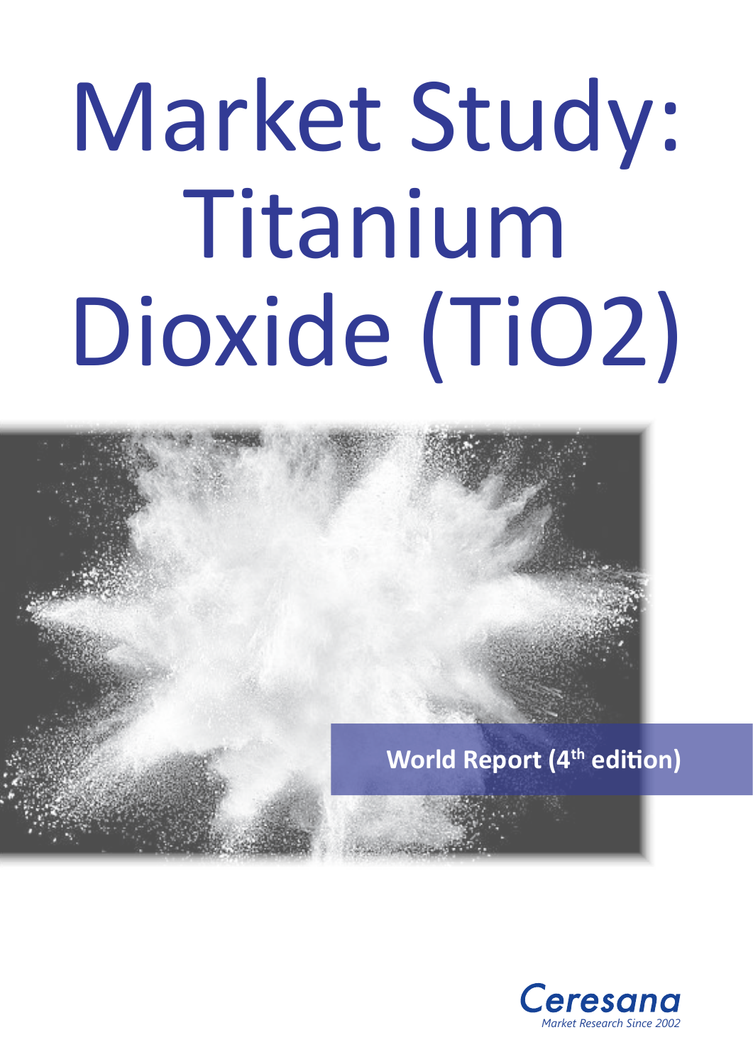# Market Study: Titanium Dioxide (TiO2)

**World Report (4th edition)**

Ceresana

*Market Research Since 2002*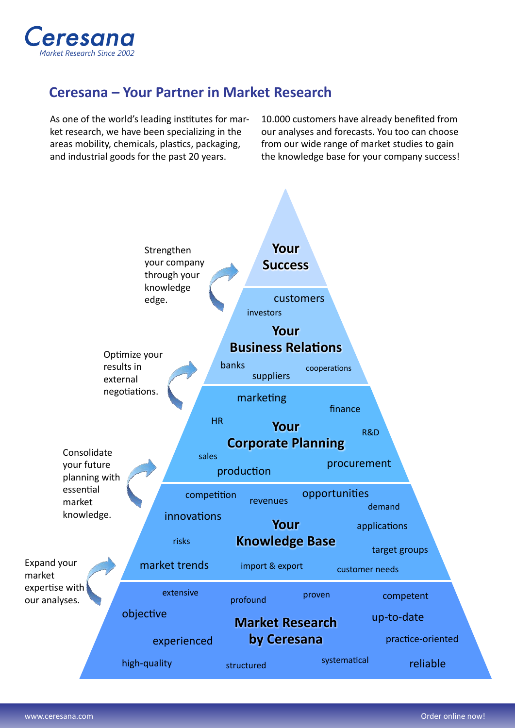# Ceresana

*Market Research Since 2002*

## Ceresana – Your Partner in Market Research

As one of the world's leading institutes for market research, we have been specializing in the areas mobility, chemicals, plastics, packaging, and industrial goods for the past 20 years.

10.000 customers have already benefited from our analyses and forecasts. You too can choose from our wide range of market studies to gain the knowledge base for your company success!

**Your Success**

Strengthen your company through your knowledge edge.

customers

investors

**Your Business Relations**

banks

suppliers

cooperations

Optimize your results in external negotiations.

marketing

finance

HR

**Your Corporate Planning**

R&D

sales

production

procurement

Consolidate your future planning with essential market knowledge.

competition

revenues

opportunities

demand

innovations

**Your Knowledge Base**

applications

risks

target groups

market trends

import & export

customer needs

Expand your market expertise with our analyses.

extensive

profound

proven

competent

objective

**Market Research by Ceresana**

up-to-date

experienced

practice-oriented

high-quality

structured

systematical

reliable

www.ceresana.com

Order online now!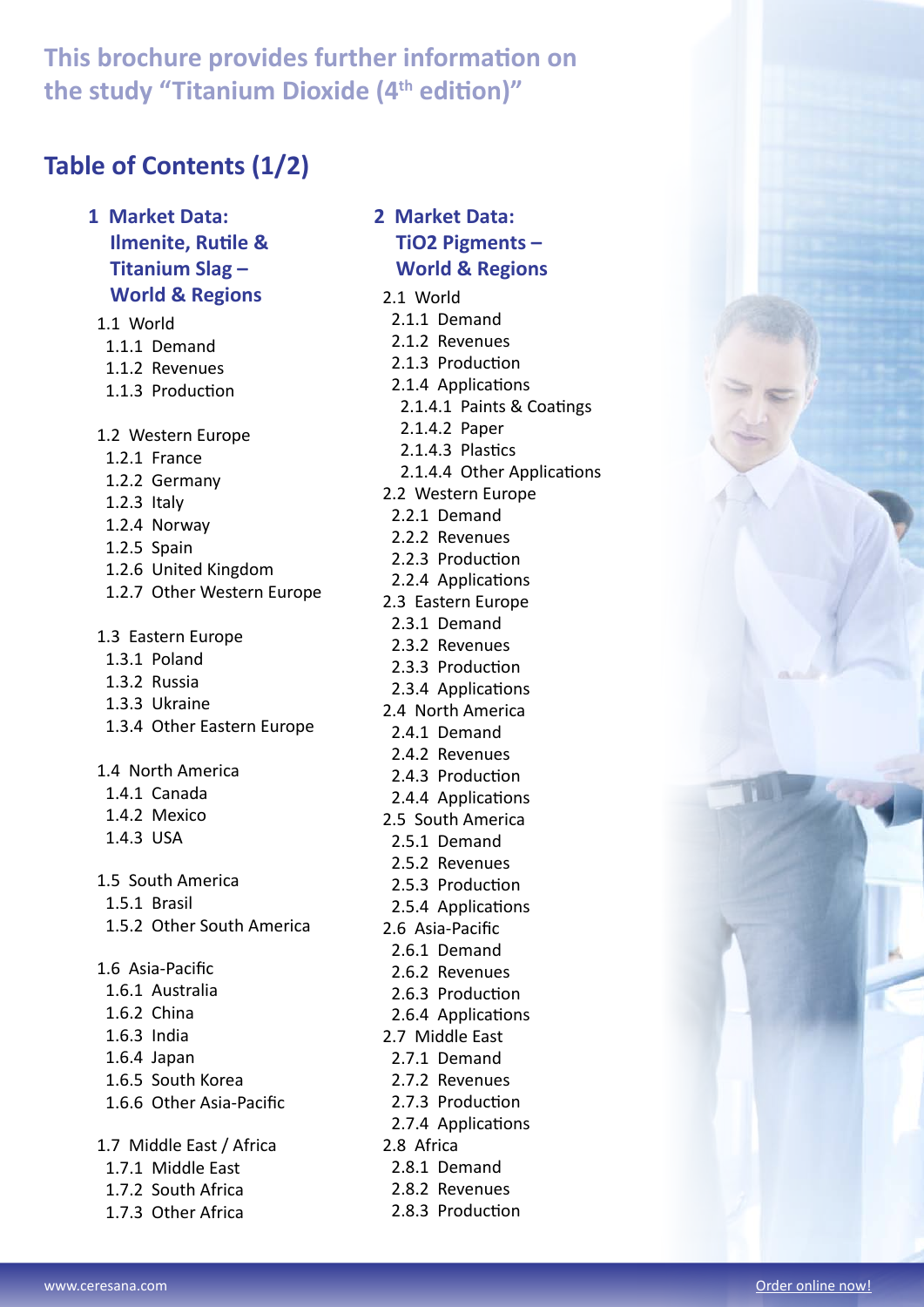## This brochure provides further information on the study "Titanium Dioxide (4th edition)"

# Table of Contents (1/2)

### 1 Market Data: Ilmenite, Rutile & Titanium Slag – World & Regions

- 1.1 World
  - 1.1.1 Demand
  - 1.1.2 Revenues
  - 1.1.3 Production
- 1.2 Western Europe
  - 1.2.1 France
  - 1.2.2 Germany
  - 1.2.3 Italy
  - 1.2.4 Norway
  - 1.2.5 Spain
  - 1.2.6 United Kingdom
  - 1.2.7 Other Western Europe
- 1.3 Eastern Europe
  - 1.3.1 Poland
  - 1.3.2 Russia
  - 1.3.3 Ukraine
  - 1.3.4 Other Eastern Europe
- 1.4 North America
  - 1.4.1 Canada
  - 1.4.2 Mexico
  - 1.4.3 USA
- 1.5 South America
  - 1.5.1 Brasil
  - 1.5.2 Other South America
- 1.6 Asia-Pacific
  - 1.6.1 Australia
  - 1.6.2 China
  - 1.6.3 India
  - 1.6.4 Japan
  - 1.6.5 South Korea
  - 1.6.6 Other Asia-Pacific
- 1.7 Middle East / Africa
  - 1.7.1 Middle East
  - 1.7.2 South Africa
  - 1.7.3 Other Africa

### 2 Market Data: TiO2 Pigments – World & Regions

- 2.1 World
  - 2.1.1 Demand
  - 2.1.2 Revenues
  - 2.1.3 Production
  - 2.1.4 Applications
    - 2.1.4.1 Paints & Coatings
    - 2.1.4.2 Paper
    - 2.1.4.3 Plastics
    - 2.1.4.4 Other Applications
- 2.2 Western Europe
  - 2.2.1 Demand
  - 2.2.2 Revenues
  - 2.2.3 Production
  - 2.2.4 Applications
- 2.3 Eastern Europe
  - 2.3.1 Demand
  - 2.3.2 Revenues
  - 2.3.3 Production
  - 2.3.4 Applications
- 2.4 North America
  - 2.4.1 Demand
  - 2.4.2 Revenues
  - 2.4.3 Production
  - 2.4.4 Applications
- 2.5 South America
  - 2.5.1 Demand
  - 2.5.2 Revenues
  - 2.5.3 Production
  - 2.5.4 Applications
- 2.6 Asia-Pacific
  - 2.6.1 Demand
  - 2.6.2 Revenues
  - 2.6.3 Production
  - 2.6.4 Applications
- 2.7 Middle East
  - 2.7.1 Demand
  - 2.7.2 Revenues
  - 2.7.3 Production
  - 2.7.4 Applications
- 2.8 Africa
  - 2.8.1 Demand
  - 2.8.2 Revenues
  - 2.8.3 Production

www.ceresana.com

Order online now!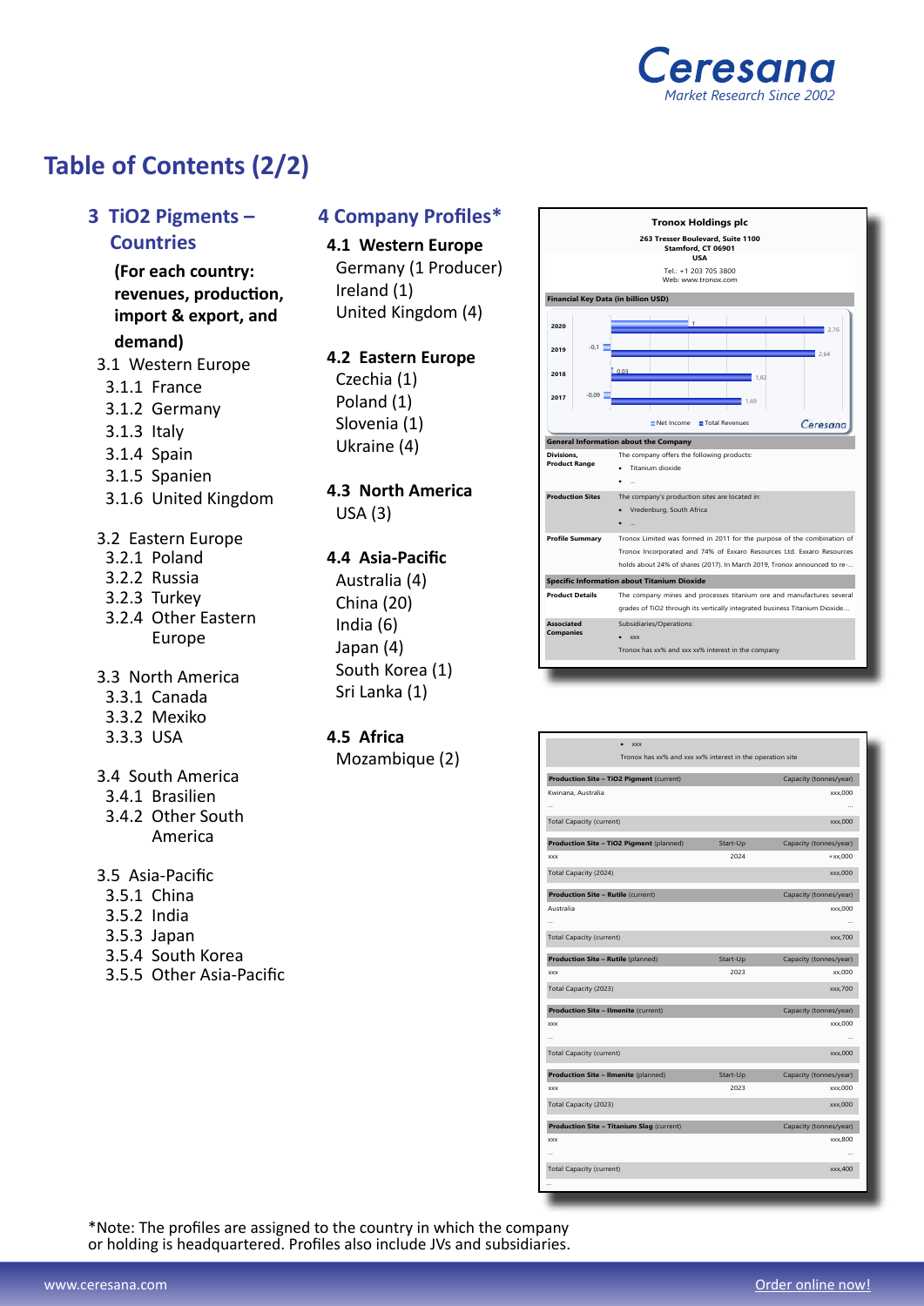# Table of Contents (2/2)

## 3 TiO2 Pigments – Countries

**(For each country: revenues, production, import & export, and demand)**

- 3.1 Western Europe
  - 3.1.1 France
  - 3.1.2 Germany
  - 3.1.3 Italy
  - 3.1.4 Spain
  - 3.1.5 Spanien
  - 3.1.6 United Kingdom
- 3.2 Eastern Europe
  - 3.2.1 Poland
  - 3.2.2 Russia
  - 3.2.3 Turkey
  - 3.2.4 Other Eastern Europe
- 3.3 North America
  - 3.3.1 Canada
  - 3.3.2 Mexiko
  - 3.3.3 USA
- 3.4 South America
  - 3.4.1 Brasilien
  - 3.4.2 Other South America
- 3.5 Asia-Pacific
  - 3.5.1 China
  - 3.5.2 India
  - 3.5.3 Japan
  - 3.5.4 South Korea
  - 3.5.5 Other Asia-Pacific

## 4 Company Profiles*

**4.1 Western Europe**
Germany (1 Producer)
Ireland (1)
United Kingdom (4)

**4.2 Eastern Europe**
Czechia (1)
Poland (1)
Slovenia (1)
Ukraine (4)

**4.3 North America**
USA (3)

**4.4 Asia-Pacific**
Australia (4)
China (20)
India (6)
Japan (4)
South Korea (1)
Sri Lanka (1)

**4.5 Africa**
Mozambique (2)

**Tronox Holdings plc**
263 Tresser Boulevard, Suite 1100
Stamford, CT 06901
USA
Tel.: +1 203 705 3800
Web: www.tronox.com

**Financial Key Data (in billion USD)**

| Year | Net Income | Total Revenues |
|---|---|---|
| 2020 | 1 | 2,76 |
| 2019 | -0,1 | 2,64 |
| 2018 | 0,03 | 1,82 |
| 2017 | -0,09 | 1,69 |

**General Information about the Company**

| | |
|---|---|
| Divisions, Product Range | The company offers the following products: • Titanium dioxide • ... |
| Production Sites | The company's production sites are located in: • Vredenburg, South Africa • ... |
| Profile Summary | Tronox Limited was formed in 2011 for the purpose of the combination of Tronox Incorporated and 74% of Exxaro Resources Ltd. Exxaro Resources holds about 24% of shares (2017). In March 2019, Tronox announced to re-... |

**Specific Information about Titanium Dioxide**

| | |
|---|---|
| Product Details | The company mines and processes titanium ore and manufactures several grades of TiO2 through its vertically integrated business Titanium Dioxide.... |
| Associated Companies | Subsidiaries/Operations: • xxx Tronox has xx% and xxx xx% interest in the company |

• xxx
Tronox has xx% and xxx xx% interest in the operation site

| Production Site – TiO2 Pigment (current) | | Capacity (tonnes/year) |
|---|---|---|
| Kwinana, Australia | | xxx,000 |
| ... | | ... |
| Total Capacity (current) | | xxx,000 |
| **Production Site – TiO2 Pigment** (planned) | Start-Up | Capacity (tonnes/year) |
| xxx | 2024 | +xx,000 |
| Total Capacity (2024) | | xxx,000 |
| **Production Site – Rutile** (current) | | Capacity (tonnes/year) |
| Australia | | xxx,000 |
| ... | | ... |
| Total Capacity (current) | | xxx,700 |
| **Production Site – Rutile** (planned) | Start-Up | Capacity (tonnes/year) |
| xxx | 2023 | xx,000 |
| Total Capacity (2023) | | xxx,700 |
| **Production Site – Ilmenite** (current) | | Capacity (tonnes/year) |
| xxx | | xxx,000 |
| ... | | ... |
| Total Capacity (current) | | xxx,000 |
| **Production Site – Ilmenite** (planned) | Start-Up | Capacity (tonnes/year) |
| xxx | 2023 | xxx,000 |
| Total Capacity (2023) | | xxx,000 |
| **Production Site – Titanium Slag** (current) | | Capacity (tonnes/year) |
| xxx | | xxx,800 |
| ... | | ... |
| Total Capacity (current) | | xxx,400 |
| ... | | |

*Note: The profiles are assigned to the country in which the company or holding is headquartered. Profiles also include JVs and subsidiaries.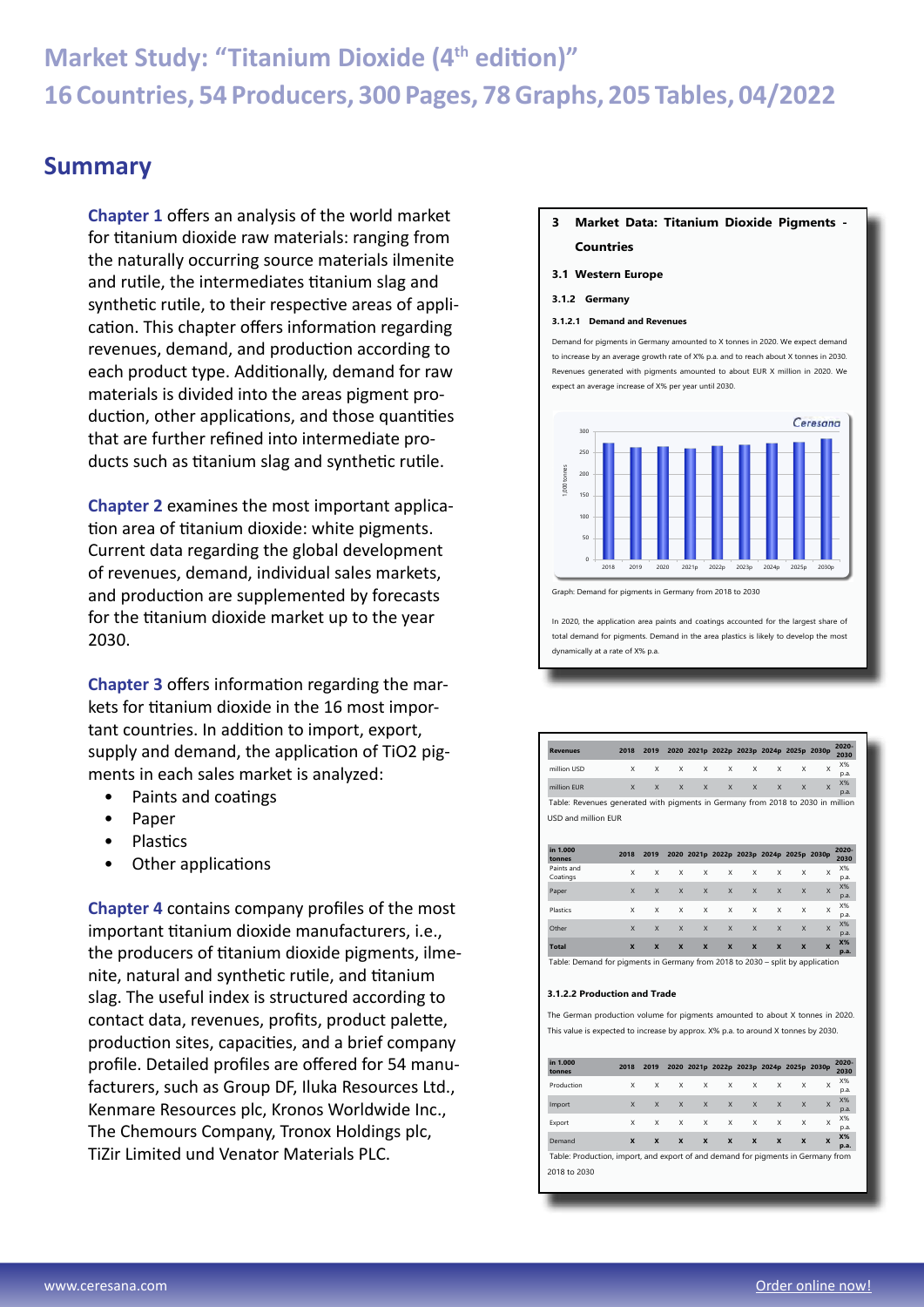# Market Study: "Titanium Dioxide (4th edition)"

## 16 Countries, 54 Producers, 300 Pages, 78 Graphs, 205 Tables, 04/2022

## Summary

**Chapter 1** offers an analysis of the world market for titanium dioxide raw materials: ranging from the naturally occurring source materials ilmenite and rutile, the intermediates titanium slag and synthetic rutile, to their respective areas of application. This chapter offers information regarding revenues, demand, and production according to each product type. Additionally, demand for raw materials is divided into the areas pigment production, other applications, and those quantities that are further refined into intermediate products such as titanium slag and synthetic rutile.

**Chapter 2** examines the most important application area of titanium dioxide: white pigments. Current data regarding the global development of revenues, demand, individual sales markets, and production are supplemented by forecasts for the titanium dioxide market up to the year 2030.

**Chapter 3** offers information regarding the markets for titanium dioxide in the 16 most important countries. In addition to import, export, supply and demand, the application of TiO2 pigments in each sales market is analyzed:

- Paints and coatings
- Paper
- Plastics
- Other applications

**Chapter 4** contains company profiles of the most important titanium dioxide manufacturers, i.e., the producers of titanium dioxide pigments, ilmenite, natural and synthetic rutile, and titanium slag. The useful index is structured according to contact data, revenues, profits, product palette, production sites, capacities, and a brief company profile. Detailed profiles are offered for 54 manufacturers, such as Group DF, Iluka Resources Ltd., Kenmare Resources plc, Kronos Worldwide Inc., The Chemours Company, Tronox Holdings plc, TiZir Limited und Venator Materials PLC.

**3 Market Data: Titanium Dioxide Pigments - Countries**

**3.1 Western Europe**

**3.1.2 Germany**

**3.1.2.1 Demand and Revenues**

Demand for pigments in Germany amounted to X tonnes in 2020. We expect demand to increase by an average growth rate of X% p.a. and to reach about X tonnes in 2030. Revenues generated with pigments amounted to about EUR X million in 2020. We expect an average increase of X% per year until 2030.

Graph: Demand for pigments in Germany from 2018 to 2030

In 2020, the application area paints and coatings accounted for the largest share of total demand for pigments. Demand in the area plastics is likely to develop the most dynamically at a rate of X% p.a.

| Revenues | 2018 | 2019 | 2020 | 2021p | 2022p | 2023p | 2024p | 2025p | 2030p | 2020-2030 |
|---|---|---|---|---|---|---|---|---|---|---|
| million USD | X | X | X | X | X | X | X | X | X | X% p.a. |
| million EUR | X | X | X | X | X | X | X | X | X | X% p.a. |

Table: Revenues generated with pigments in Germany from 2018 to 2030 in million USD and million EUR

| in 1.000 tonnes | 2018 | 2019 | 2020 | 2021p | 2022p | 2023p | 2024p | 2025p | 2030p | 2020-2030 |
|---|---|---|---|---|---|---|---|---|---|---|
| Paints and Coatings | X | X | X | X | X | X | X | X | X | X% p.a. |
| Paper | X | X | X | X | X | X | X | X | X | X% p.a. |
| Plastics | X | X | X | X | X | X | X | X | X | X% p.a. |
| Other | X | X | X | X | X | X | X | X | X | X% p.a. |
| **Total** | **X** | **X** | **X** | **X** | **X** | **X** | **X** | **X** | **X** | **X% p.a.** |

Table: Demand for pigments in Germany from 2018 to 2030 – split by application

**3.1.2.2 Production and Trade**

The German production volume for pigments amounted to about X tonnes in 2020. This value is expected to increase by approx. X% p.a. to around X tonnes by 2030.

| in 1.000 tonnes | 2018 | 2019 | 2020 | 2021p | 2022p | 2023p | 2024p | 2025p | 2030p | 2020-2030 |
|---|---|---|---|---|---|---|---|---|---|---|
| Production | X | X | X | X | X | X | X | X | X | X% p.a. |
| Import | X | X | X | X | X | X | X | X | X | X% p.a. |
| Export | X | X | X | X | X | X | X | X | X | X% p.a. |
| Demand | **X** | **X** | **X** | **X** | **X** | **X** | **X** | **X** | **X** | **X% p.a.** |

Table: Production, import, and export of and demand for pigments in Germany from 2018 to 2030

www.ceresana.com | Order online now!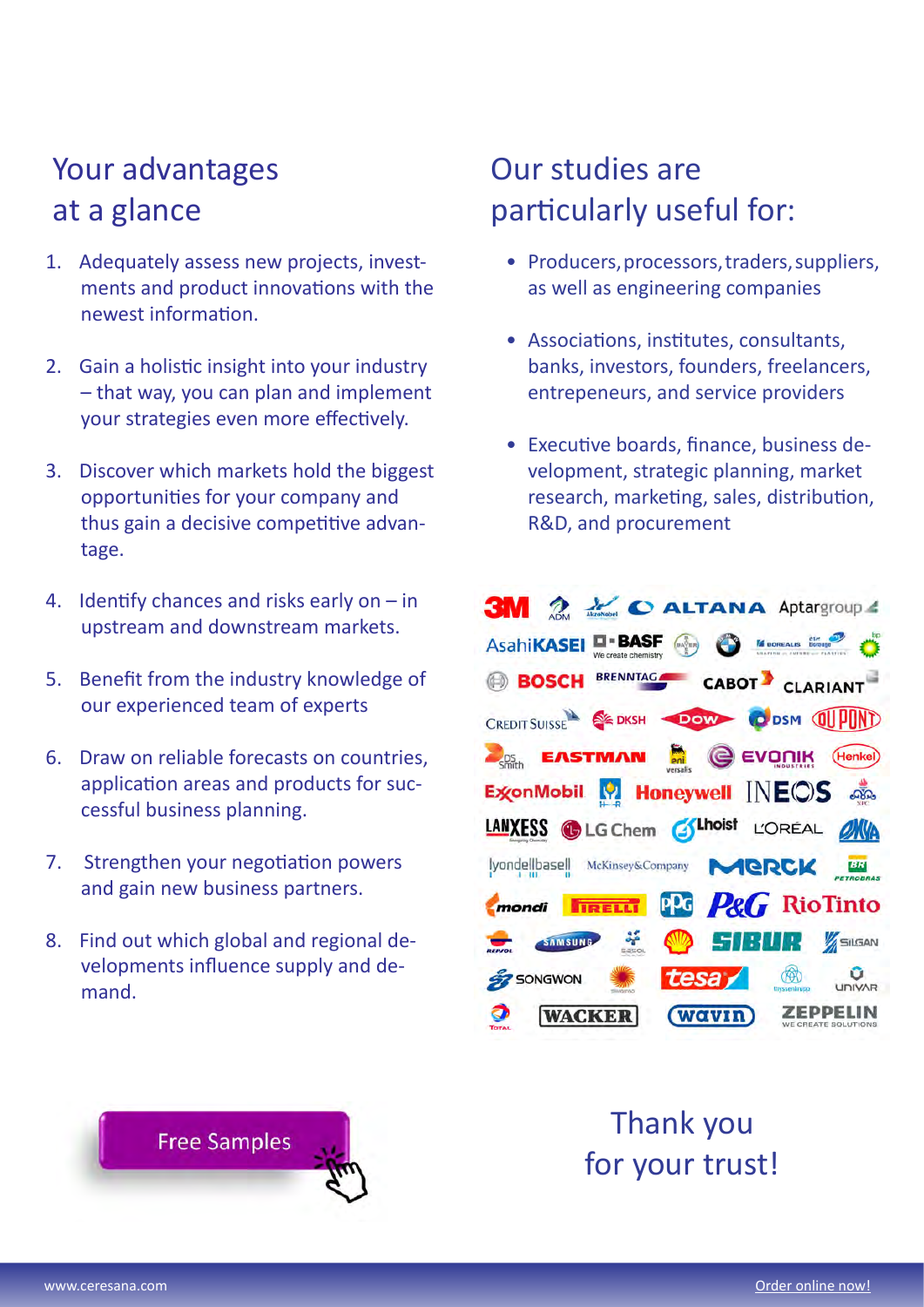## Your advantages at a glance

1. Adequately assess new projects, investments and product innovations with the newest information.
2. Gain a holistic insight into your industry – that way, you can plan and implement your strategies even more effectively.
3. Discover which markets hold the biggest opportunities for your company and thus gain a decisive competitive advantage.
4. Identify chances and risks early on – in upstream and downstream markets.
5. Benefit from the industry knowledge of our experienced team of experts
6. Draw on reliable forecasts on countries, application areas and products for successful business planning.
7. Strengthen your negotiation powers and gain new business partners.
8. Find out which global and regional developments influence supply and demand.

## Our studies are particularly useful for:

- Producers, processors, traders, suppliers, as well as engineering companies
- Associations, institutes, consultants, banks, investors, founders, freelancers, entrepeneurs, and service providers
- Executive boards, finance, business development, strategic planning, market research, marketing, sales, distribution, R&D, and procurement

Free Samples

Thank you for your trust!

www.ceresana.com

Order online now!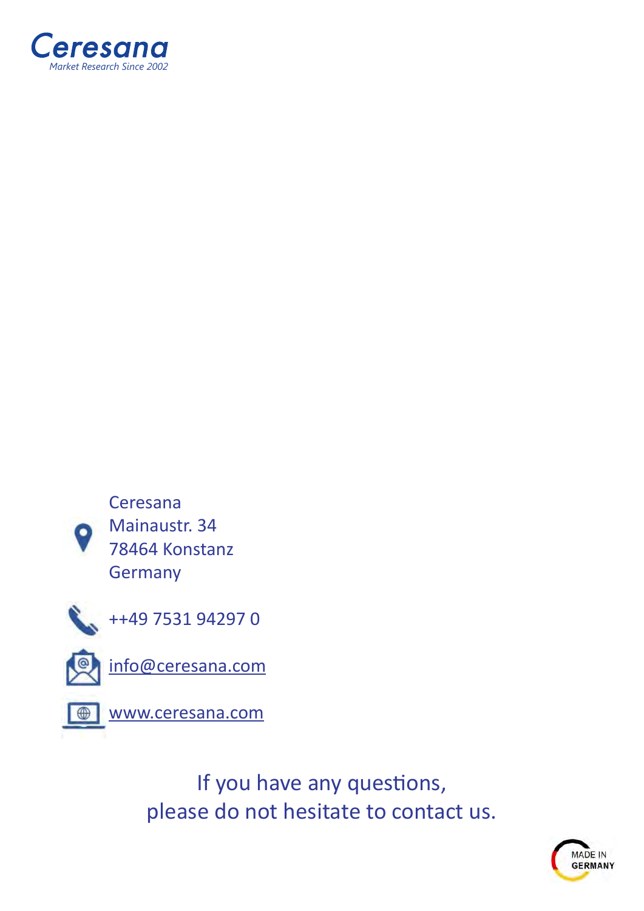Ceresana

*Market Research Since 2002*

Ceresana
Mainaustr. 34
78464 Konstanz
Germany

++49 7531 94297 0

info@ceresana.com

www.ceresana.com

If you have any questions,
please do not hesitate to contact us.

MADE IN GERMANY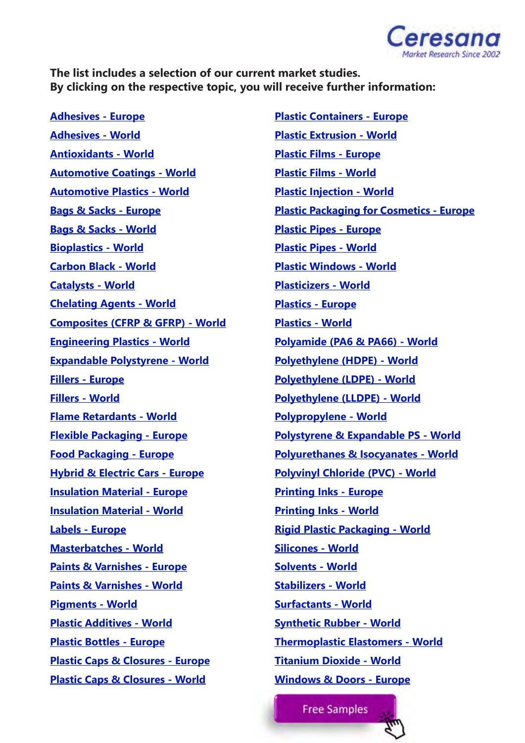Ceresana
Market Research Since 2002

**The list includes a selection of our current market studies.**
**By clicking on the respective topic, you will receive further information:**

- Adhesives - Europe
- Adhesives - World
- Antioxidants - World
- Automotive Coatings - World
- Automotive Plastics - World
- Bags & Sacks - Europe
- Bags & Sacks - World
- Bioplastics - World
- Carbon Black - World
- Catalysts - World
- Chelating Agents - World
- Composites (CFRP & GFRP) - World
- Engineering Plastics - World
- Expandable Polystyrene - World
- Fillers - Europe
- Fillers - World
- Flame Retardants - World
- Flexible Packaging - Europe
- Food Packaging - Europe
- Hybrid & Electric Cars - Europe
- Insulation Material - Europe
- Insulation Material - World
- Labels - Europe
- Masterbatches - World
- Paints & Varnishes - Europe
- Paints & Varnishes - World
- Pigments - World
- Plastic Additives - World
- Plastic Bottles - Europe
- Plastic Caps & Closures - Europe
- Plastic Caps & Closures - World
- Plastic Containers - Europe
- Plastic Extrusion - World
- Plastic Films - Europe
- Plastic Films - World
- Plastic Injection - World
- Plastic Packaging for Cosmetics - Europe
- Plastic Pipes - Europe
- Plastic Pipes - World
- Plastic Windows - World
- Plasticizers - World
- Plastics - Europe
- Plastics - World
- Polyamide (PA6 & PA66) - World
- Polyethylene (HDPE) - World
- Polyethylene (LDPE) - World
- Polyethylene (LLDPE) - World
- Polypropylene - World
- Polystyrene & Expandable PS - World
- Polyurethanes & Isocyanates - World
- Polyvinyl Chloride (PVC) - World
- Printing Inks - Europe
- Printing Inks - World
- Rigid Plastic Packaging - World
- Silicones - World
- Solvents - World
- Stabilizers - World
- Surfactants - World
- Synthetic Rubber - World
- Thermoplastic Elastomers - World
- Titanium Dioxide - World
- Windows & Doors - Europe

Free Samples